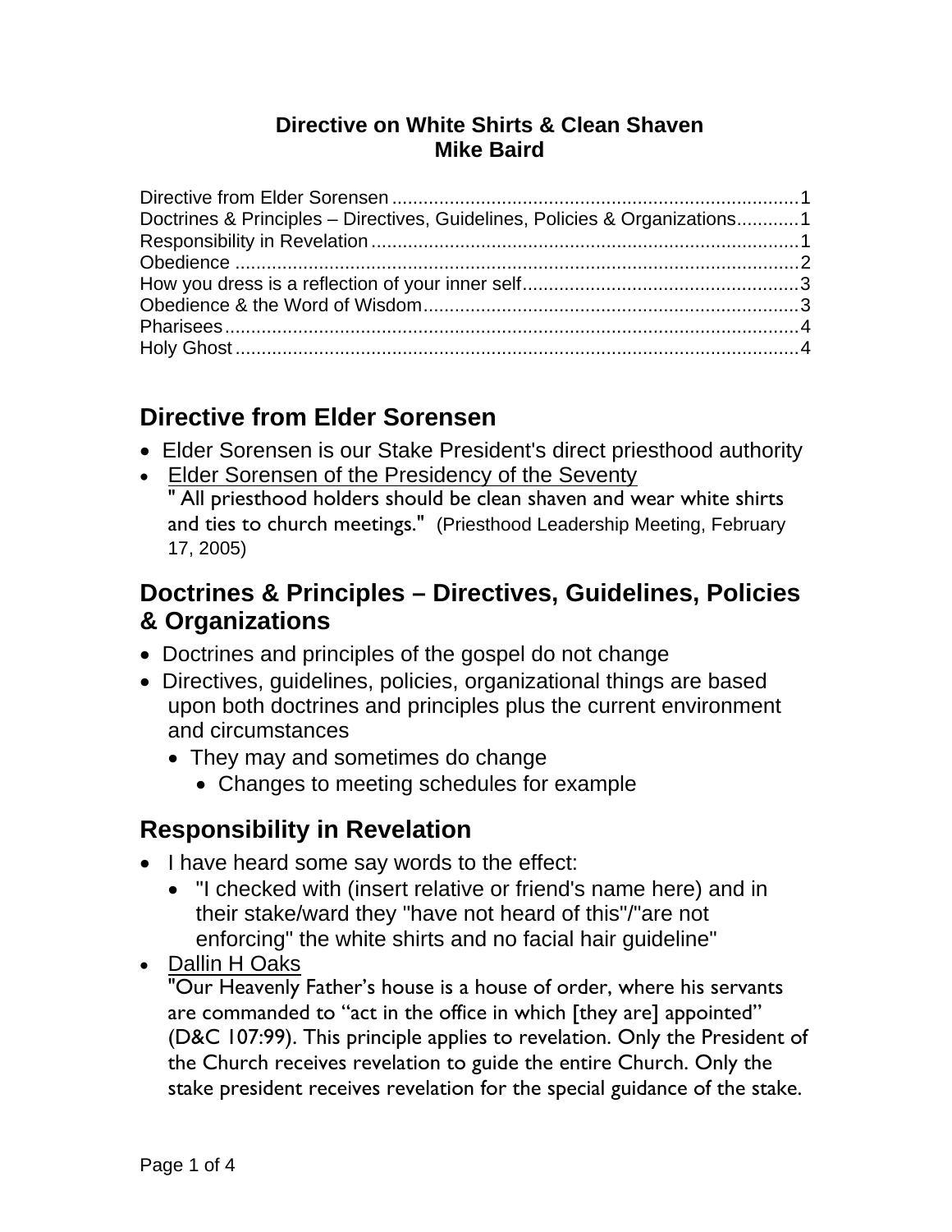**Directive on White Shirts & Clean Shaven**
**Mike Baird**

Directive from Elder Sorensen ........................................................................ 1
Doctrines & Principles – Directives, Guidelines, Policies & Organizations ............ 1
Responsibility in Revelation ............................................................................. 1
Obedience ....................................................................................................... 2
How you dress is a reflection of your inner self ................................................. 3
Obedience & the Word of Wisdom ..................................................................... 3
Pharisees ......................................................................................................... 4
Holy Ghost ...................................................................................................... 4

## Directive from Elder Sorensen

- Elder Sorensen is our Stake President's direct priesthood authority
- Elder Sorensen of the Presidency of the Seventy
  " All priesthood holders should be clean shaven and wear white shirts and ties to church meetings." (Priesthood Leadership Meeting, February 17, 2005)

## Doctrines & Principles – Directives, Guidelines, Policies & Organizations

- Doctrines and principles of the gospel do not change
- Directives, guidelines, policies, organizational things are based upon both doctrines and principles plus the current environment and circumstances
  - They may and sometimes do change
    - Changes to meeting schedules for example

## Responsibility in Revelation

- I have heard some say words to the effect:
  - "I checked with (insert relative or friend's name here) and in their stake/ward they "have not heard of this"/"are not enforcing" the white shirts and no facial hair guideline"
- Dallin H Oaks
  "Our Heavenly Father's house is a house of order, where his servants are commanded to "act in the office in which [they are] appointed" (D&C 107:99). This principle applies to revelation. Only the President of the Church receives revelation to guide the entire Church. Only the stake president receives revelation for the special guidance of the stake.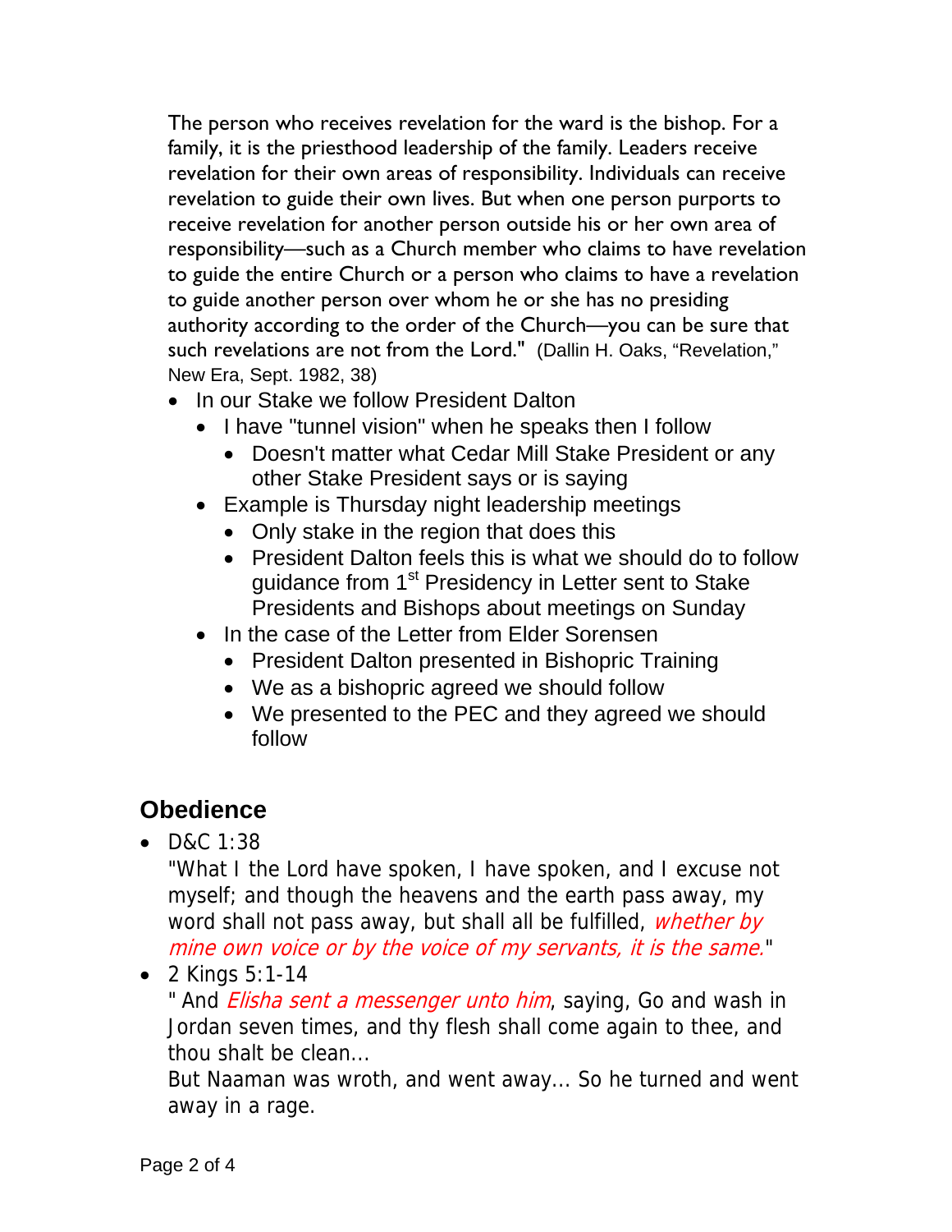The person who receives revelation for the ward is the bishop. For a family, it is the priesthood leadership of the family. Leaders receive revelation for their own areas of responsibility. Individuals can receive revelation to guide their own lives. But when one person purports to receive revelation for another person outside his or her own area of responsibility—such as a Church member who claims to have revelation to guide the entire Church or a person who claims to have a revelation to guide another person over whom he or she has no presiding authority according to the order of the Church—you can be sure that such revelations are not from the Lord." (Dallin H. Oaks, "Revelation," New Era, Sept. 1982, 38)

- In our Stake we follow President Dalton
  - I have "tunnel vision" when he speaks then I follow
    - Doesn't matter what Cedar Mill Stake President or any other Stake President says or is saying
  - Example is Thursday night leadership meetings
    - Only stake in the region that does this
    - President Dalton feels this is what we should do to follow guidance from 1st Presidency in Letter sent to Stake Presidents and Bishops about meetings on Sunday
  - In the case of the Letter from Elder Sorensen
    - President Dalton presented in Bishopric Training
    - We as a bishopric agreed we should follow
    - We presented to the PEC and they agreed we should follow

## Obedience

- D&C 1:38
  "What I the Lord have spoken, I have spoken, and I excuse not myself; and though the heavens and the earth pass away, my word shall not pass away, but shall all be fulfilled, *whether by mine own voice or by the voice of my servants, it is the same.*"
- 2 Kings 5:1-14
  " And *Elisha sent a messenger unto him*, saying, Go and wash in Jordan seven times, and thy flesh shall come again to thee, and thou shalt be clean...
  But Naaman was wroth, and went away... So he turned and went away in a rage.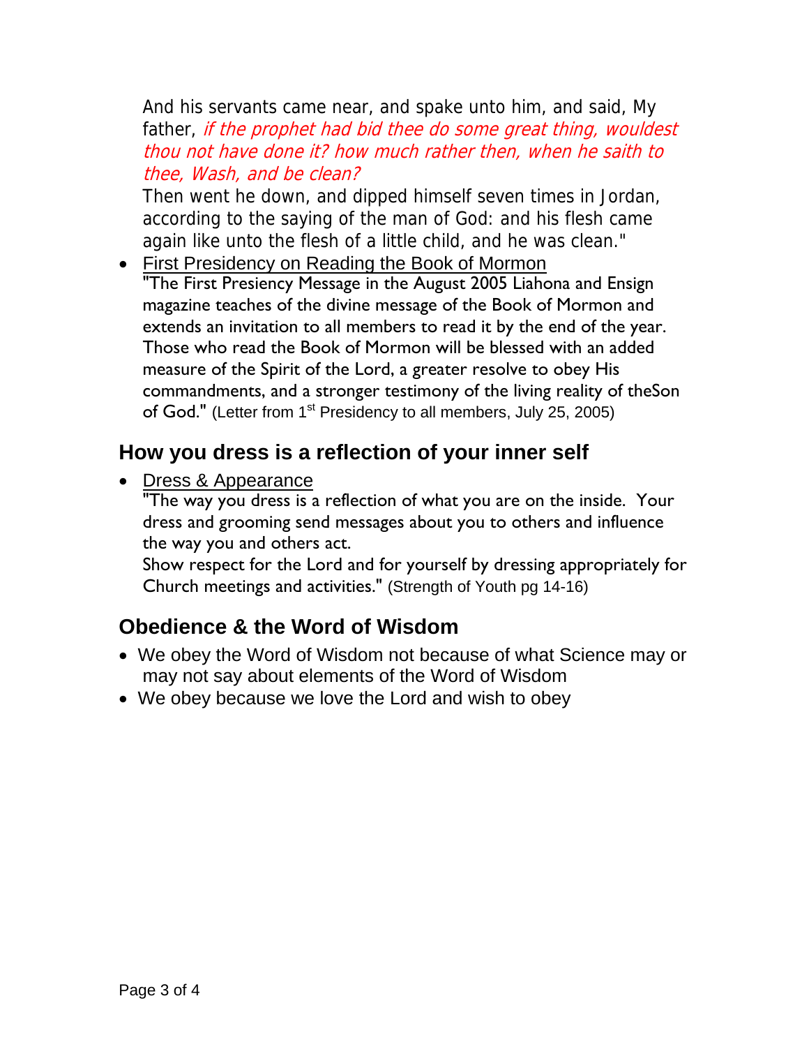And his servants came near, and spake unto him, and said, My father, *if the prophet had bid thee do some great thing, wouldest thou not have done it? how much rather then, when he saith to thee, Wash, and be clean?*
Then went he down, and dipped himself seven times in Jordan, according to the saying of the man of God: and his flesh came again like unto the flesh of a little child, and he was clean."

- First Presidency on Reading the Book of Mormon
"The First Presiency Message in the August 2005 Liahona and Ensign magazine teaches of the divine message of the Book of Mormon and extends an invitation to all members to read it by the end of the year. Those who read the Book of Mormon will be blessed with an added measure of the Spirit of the Lord, a greater resolve to obey His commandments, and a stronger testimony of the living reality of theSon of God." (Letter from 1st Presidency to all members, July 25, 2005)

## How you dress is a reflection of your inner self

- Dress & Appearance
"The way you dress is a reflection of what you are on the inside. Your dress and grooming send messages about you to others and influence the way you and others act.
Show respect for the Lord and for yourself by dressing appropriately for Church meetings and activities." (Strength of Youth pg 14-16)

## Obedience & the Word of Wisdom

- We obey the Word of Wisdom not because of what Science may or may not say about elements of the Word of Wisdom
- We obey because we love the Lord and wish to obey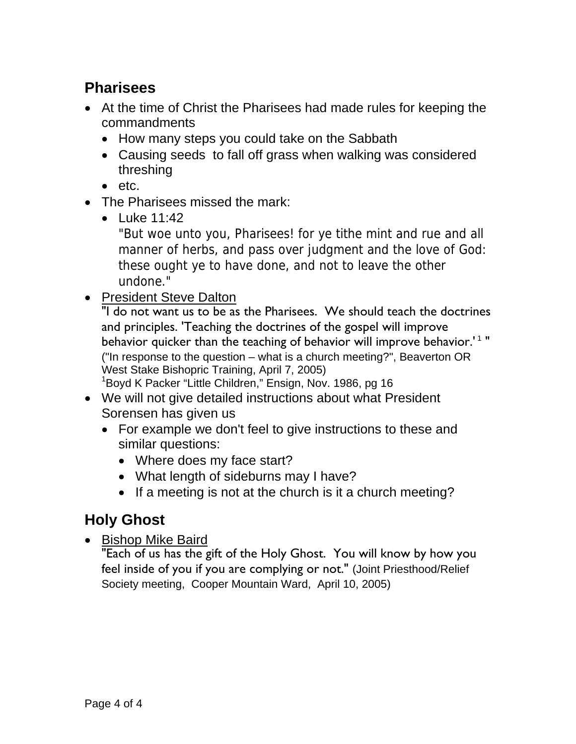## Pharisees

- At the time of Christ the Pharisees had made rules for keeping the commandments
  - How many steps you could take on the Sabbath
  - Causing seeds to fall off grass when walking was considered threshing
  - etc.
- The Pharisees missed the mark:
  - Luke 11:42
    "But woe unto you, Pharisees! for ye tithe mint and rue and all manner of herbs, and pass over judgment and the love of God: these ought ye to have done, and not to leave the other undone."
- President Steve Dalton
  "I do not want us to be as the Pharisees. We should teach the doctrines and principles. 'Teaching the doctrines of the gospel will improve behavior quicker than the teaching of behavior will improve behavior.'[1] "
  ("In response to the question – what is a church meeting?", Beaverton OR West Stake Bishopric Training, April 7, 2005)
  [1]Boyd K Packer "Little Children," Ensign, Nov. 1986, pg 16
- We will not give detailed instructions about what President Sorensen has given us
  - For example we don't feel to give instructions to these and similar questions:
    - Where does my face start?
    - What length of sideburns may I have?
    - If a meeting is not at the church is it a church meeting?

## Holy Ghost

- Bishop Mike Baird
  "Each of us has the gift of the Holy Ghost. You will know by how you feel inside of you if you are complying or not." (Joint Priesthood/Relief Society meeting, Cooper Mountain Ward, April 10, 2005)